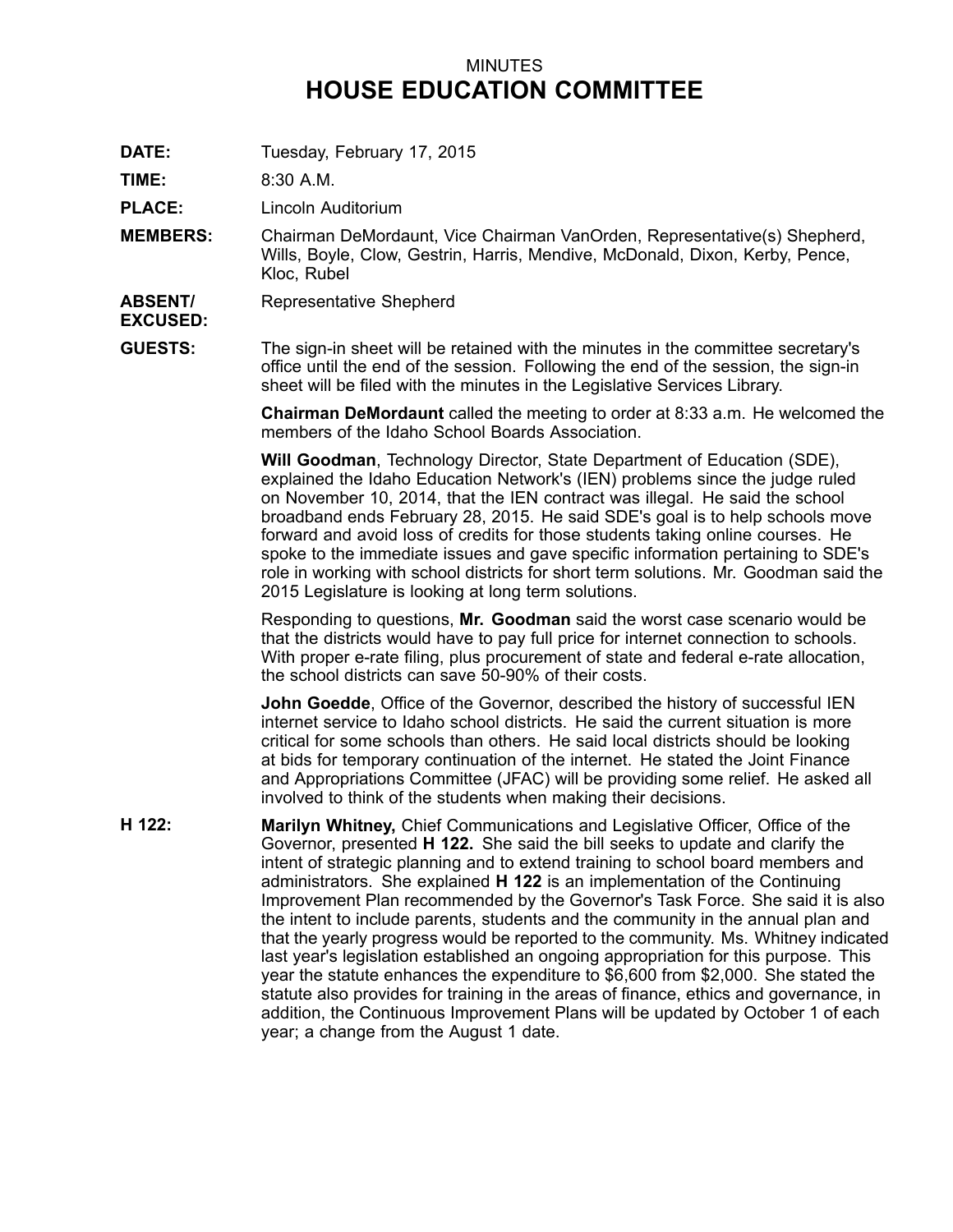MINUTES

# HOUSE EDUCATION COMMITTEE

**DATE:** Tuesday, February 17, 2015

**TIME:** 8:30 A.M.

**PLACE:** Lincoln Auditorium

**MEMBERS:** Chairman DeMordaunt, Vice Chairman VanOrden, Representative(s) Shepherd, Wills, Boyle, Clow, Gestrin, Harris, Mendive, McDonald, Dixon, Kerby, Pence, Kloc, Rubel

**ABSENT/ EXCUSED:** Representative Shepherd

**GUESTS:** The sign-in sheet will be retained with the minutes in the committee secretary's office until the end of the session. Following the end of the session, the sign-in sheet will be filed with the minutes in the Legislative Services Library.

**Chairman DeMordaunt** called the meeting to order at 8:33 a.m. He welcomed the members of the Idaho School Boards Association.

**Will Goodman**, Technology Director, State Department of Education (SDE), explained the Idaho Education Network's (IEN) problems since the judge ruled on November 10, 2014, that the IEN contract was illegal. He said the school broadband ends February 28, 2015. He said SDE's goal is to help schools move forward and avoid loss of credits for those students taking online courses. He spoke to the immediate issues and gave specific information pertaining to SDE's role in working with school districts for short term solutions. Mr. Goodman said the 2015 Legislature is looking at long term solutions.

Responding to questions, **Mr. Goodman** said the worst case scenario would be that the districts would have to pay full price for internet connection to schools. With proper e-rate filing, plus procurement of state and federal e-rate allocation, the school districts can save 50-90% of their costs.

**John Goedde**, Office of the Governor, described the history of successful IEN internet service to Idaho school districts. He said the current situation is more critical for some schools than others. He said local districts should be looking at bids for temporary continuation of the internet. He stated the Joint Finance and Appropriations Committee (JFAC) will be providing some relief. He asked all involved to think of the students when making their decisions.

**H 122:** **Marilyn Whitney,** Chief Communications and Legislative Officer, Office of the Governor, presented **H 122.** She said the bill seeks to update and clarify the intent of strategic planning and to extend training to school board members and administrators. She explained **H 122** is an implementation of the Continuing Improvement Plan recommended by the Governor's Task Force. She said it is also the intent to include parents, students and the community in the annual plan and that the yearly progress would be reported to the community. Ms. Whitney indicated last year's legislation established an ongoing appropriation for this purpose. This year the statute enhances the expenditure to $6,600 from $2,000. She stated the statute also provides for training in the areas of finance, ethics and governance, in addition, the Continuous Improvement Plans will be updated by October 1 of each year; a change from the August 1 date.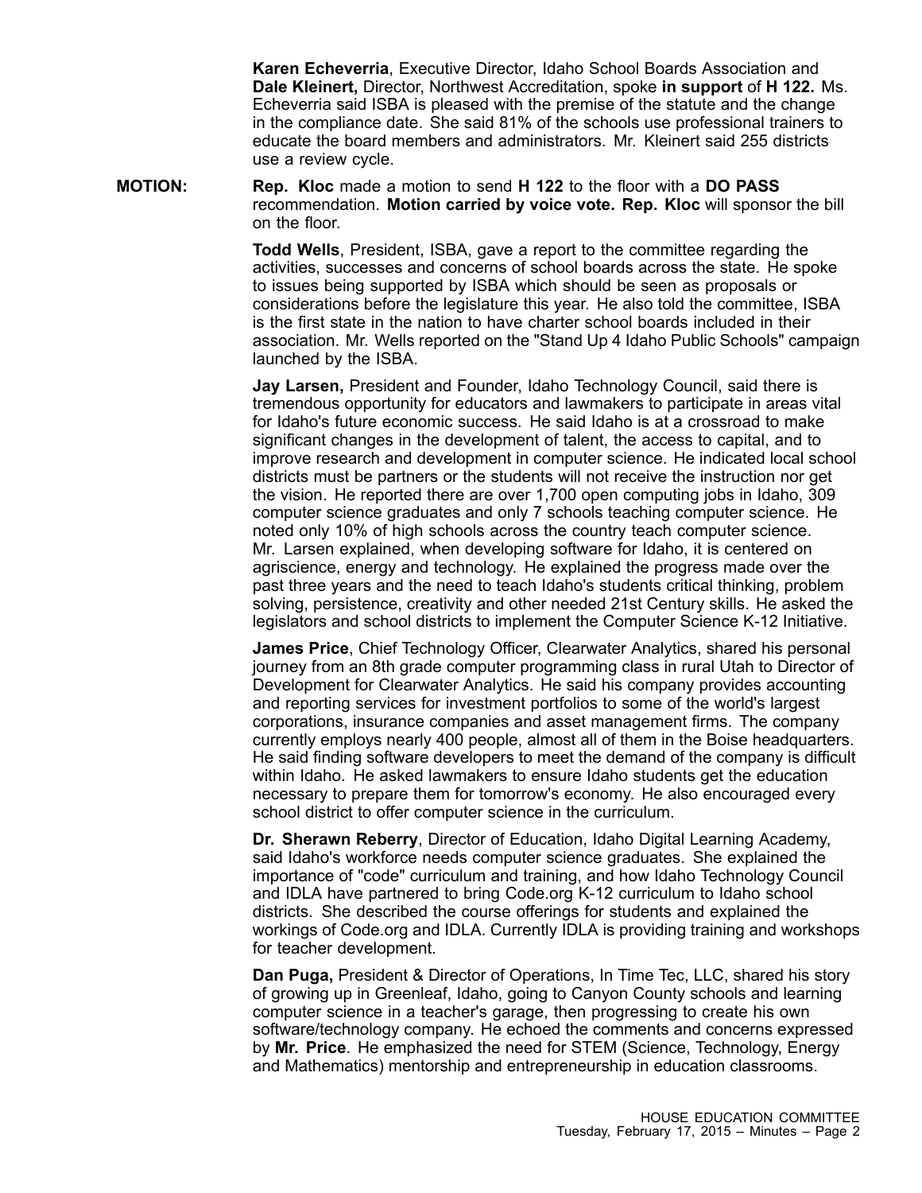**Karen Echeverria**, Executive Director, Idaho School Boards Association and **Dale Kleinert,** Director, Northwest Accreditation, spoke **in support** of **H 122.** Ms. Echeverria said ISBA is pleased with the premise of the statute and the change in the compliance date. She said 81% of the schools use professional trainers to educate the board members and administrators. Mr. Kleinert said 255 districts use a review cycle.

**MOTION:** **Rep. Kloc** made a motion to send **H 122** to the floor with a **DO PASS** recommendation. **Motion carried by voice vote. Rep. Kloc** will sponsor the bill on the floor.

**Todd Wells**, President, ISBA, gave a report to the committee regarding the activities, successes and concerns of school boards across the state. He spoke to issues being supported by ISBA which should be seen as proposals or considerations before the legislature this year. He also told the committee, ISBA is the first state in the nation to have charter school boards included in their association. Mr. Wells reported on the "Stand Up 4 Idaho Public Schools" campaign launched by the ISBA.

**Jay Larsen,** President and Founder, Idaho Technology Council, said there is tremendous opportunity for educators and lawmakers to participate in areas vital for Idaho's future economic success. He said Idaho is at a crossroad to make significant changes in the development of talent, the access to capital, and to improve research and development in computer science. He indicated local school districts must be partners or the students will not receive the instruction nor get the vision. He reported there are over 1,700 open computing jobs in Idaho, 309 computer science graduates and only 7 schools teaching computer science. He noted only 10% of high schools across the country teach computer science. Mr. Larsen explained, when developing software for Idaho, it is centered on agriscience, energy and technology. He explained the progress made over the past three years and the need to teach Idaho's students critical thinking, problem solving, persistence, creativity and other needed 21st Century skills. He asked the legislators and school districts to implement the Computer Science K-12 Initiative.

**James Price**, Chief Technology Officer, Clearwater Analytics, shared his personal journey from an 8th grade computer programming class in rural Utah to Director of Development for Clearwater Analytics. He said his company provides accounting and reporting services for investment portfolios to some of the world's largest corporations, insurance companies and asset management firms. The company currently employs nearly 400 people, almost all of them in the Boise headquarters. He said finding software developers to meet the demand of the company is difficult within Idaho. He asked lawmakers to ensure Idaho students get the education necessary to prepare them for tomorrow's economy. He also encouraged every school district to offer computer science in the curriculum.

**Dr. Sherawn Reberry**, Director of Education, Idaho Digital Learning Academy, said Idaho's workforce needs computer science graduates. She explained the importance of "code" curriculum and training, and how Idaho Technology Council and IDLA have partnered to bring Code.org K-12 curriculum to Idaho school districts. She described the course offerings for students and explained the workings of Code.org and IDLA. Currently IDLA is providing training and workshops for teacher development.

**Dan Puga,** President & Director of Operations, In Time Tec, LLC, shared his story of growing up in Greenleaf, Idaho, going to Canyon County schools and learning computer science in a teacher's garage, then progressing to create his own software/technology company. He echoed the comments and concerns expressed by **Mr. Price**. He emphasized the need for STEM (Science, Technology, Energy and Mathematics) mentorship and entrepreneurship in education classrooms.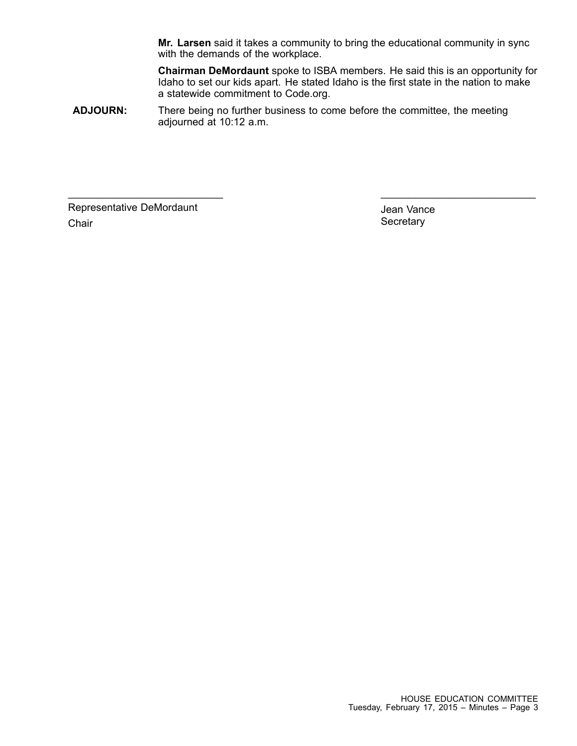**Mr. Larsen** said it takes a community to bring the educational community in sync with the demands of the workplace.

**Chairman DeMordaunt** spoke to ISBA members. He said this is an opportunity for Idaho to set our kids apart. He stated Idaho is the first state in the nation to make a statewide commitment to Code.org.

**ADJOURN:** There being no further business to come before the committee, the meeting adjourned at 10:12 a.m.

___________________________
Representative DeMordaunt
Chair

___________________________
Jean Vance
Secretary